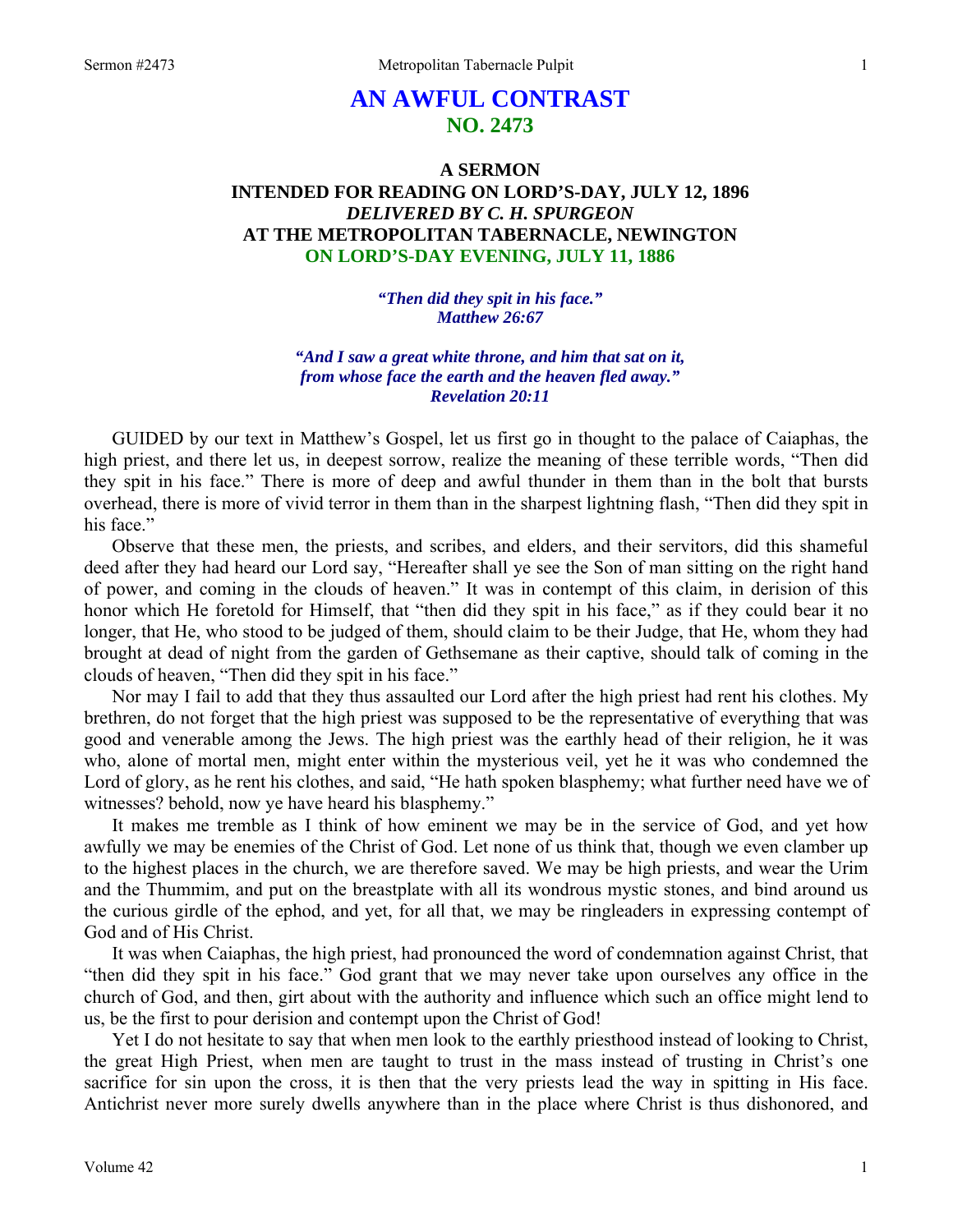# AN AWFUL CONTRAST
## NO. 2473

### A SERMON
### INTENDED FOR READING ON LORD'S-DAY, JULY 12, 1896
### *DELIVERED BY C. H. SPURGEON*
### AT THE METROPOLITAN TABERNACLE, NEWINGTON
### ON LORD'S-DAY EVENING, JULY 11, 1886

*"Then did they spit in his face."*
*Matthew 26:67*

*"And I saw a great white throne, and him that sat on it,*
*from whose face the earth and the heaven fled away."*
*Revelation 20:11*

GUIDED by our text in Matthew's Gospel, let us first go in thought to the palace of Caiaphas, the high priest, and there let us, in deepest sorrow, realize the meaning of these terrible words, "Then did they spit in his face." There is more of deep and awful thunder in them than in the bolt that bursts overhead, there is more of vivid terror in them than in the sharpest lightning flash, "Then did they spit in his face."

Observe that these men, the priests, and scribes, and elders, and their servitors, did this shameful deed after they had heard our Lord say, "Hereafter shall ye see the Son of man sitting on the right hand of power, and coming in the clouds of heaven." It was in contempt of this claim, in derision of this honor which He foretold for Himself, that "then did they spit in his face," as if they could bear it no longer, that He, who stood to be judged of them, should claim to be their Judge, that He, whom they had brought at dead of night from the garden of Gethsemane as their captive, should talk of coming in the clouds of heaven, "Then did they spit in his face."

Nor may I fail to add that they thus assaulted our Lord after the high priest had rent his clothes. My brethren, do not forget that the high priest was supposed to be the representative of everything that was good and venerable among the Jews. The high priest was the earthly head of their religion, he it was who, alone of mortal men, might enter within the mysterious veil, yet he it was who condemned the Lord of glory, as he rent his clothes, and said, "He hath spoken blasphemy; what further need have we of witnesses? behold, now ye have heard his blasphemy."

It makes me tremble as I think of how eminent we may be in the service of God, and yet how awfully we may be enemies of the Christ of God. Let none of us think that, though we even clamber up to the highest places in the church, we are therefore saved. We may be high priests, and wear the Urim and the Thummim, and put on the breastplate with all its wondrous mystic stones, and bind around us the curious girdle of the ephod, and yet, for all that, we may be ringleaders in expressing contempt of God and of His Christ.

It was when Caiaphas, the high priest, had pronounced the word of condemnation against Christ, that "then did they spit in his face." God grant that we may never take upon ourselves any office in the church of God, and then, girt about with the authority and influence which such an office might lend to us, be the first to pour derision and contempt upon the Christ of God!

Yet I do not hesitate to say that when men look to the earthly priesthood instead of looking to Christ, the great High Priest, when men are taught to trust in the mass instead of trusting in Christ's one sacrifice for sin upon the cross, it is then that the very priests lead the way in spitting in His face. Antichrist never more surely dwells anywhere than in the place where Christ is thus dishonored, and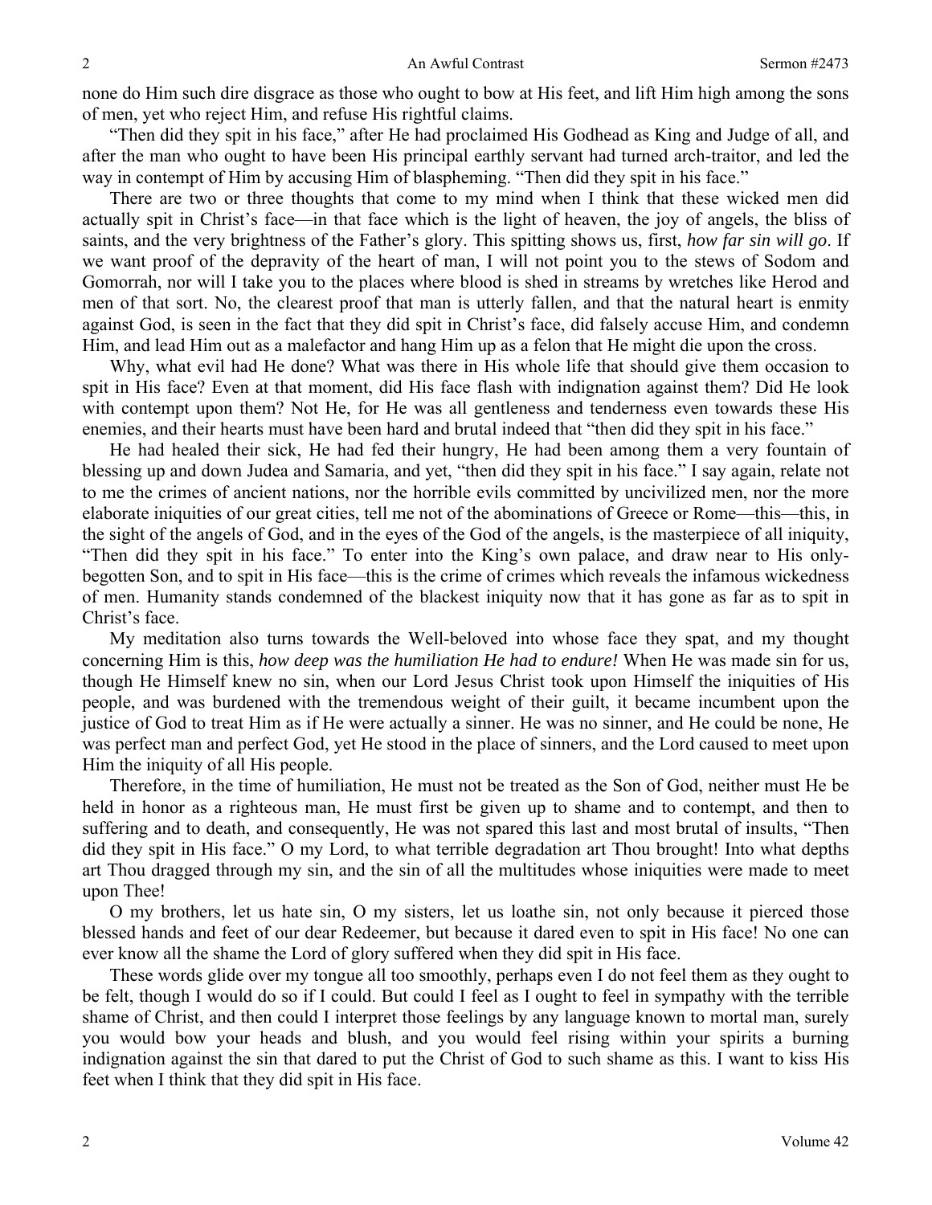none do Him such dire disgrace as those who ought to bow at His feet, and lift Him high among the sons of men, yet who reject Him, and refuse His rightful claims.

"Then did they spit in his face," after He had proclaimed His Godhead as King and Judge of all, and after the man who ought to have been His principal earthly servant had turned arch-traitor, and led the way in contempt of Him by accusing Him of blaspheming. "Then did they spit in his face."

There are two or three thoughts that come to my mind when I think that these wicked men did actually spit in Christ's face—in that face which is the light of heaven, the joy of angels, the bliss of saints, and the very brightness of the Father's glory. This spitting shows us, first, *how far sin will go*. If we want proof of the depravity of the heart of man, I will not point you to the stews of Sodom and Gomorrah, nor will I take you to the places where blood is shed in streams by wretches like Herod and men of that sort. No, the clearest proof that man is utterly fallen, and that the natural heart is enmity against God, is seen in the fact that they did spit in Christ's face, did falsely accuse Him, and condemn Him, and lead Him out as a malefactor and hang Him up as a felon that He might die upon the cross.

Why, what evil had He done? What was there in His whole life that should give them occasion to spit in His face? Even at that moment, did His face flash with indignation against them? Did He look with contempt upon them? Not He, for He was all gentleness and tenderness even towards these His enemies, and their hearts must have been hard and brutal indeed that "then did they spit in his face."

He had healed their sick, He had fed their hungry, He had been among them a very fountain of blessing up and down Judea and Samaria, and yet, "then did they spit in his face." I say again, relate not to me the crimes of ancient nations, nor the horrible evils committed by uncivilized men, nor the more elaborate iniquities of our great cities, tell me not of the abominations of Greece or Rome—this—this, in the sight of the angels of God, and in the eyes of the God of the angels, is the masterpiece of all iniquity, "Then did they spit in his face." To enter into the King's own palace, and draw near to His only-begotten Son, and to spit in His face—this is the crime of crimes which reveals the infamous wickedness of men. Humanity stands condemned of the blackest iniquity now that it has gone as far as to spit in Christ's face.

My meditation also turns towards the Well-beloved into whose face they spat, and my thought concerning Him is this, *how deep was the humiliation He had to endure!* When He was made sin for us, though He Himself knew no sin, when our Lord Jesus Christ took upon Himself the iniquities of His people, and was burdened with the tremendous weight of their guilt, it became incumbent upon the justice of God to treat Him as if He were actually a sinner. He was no sinner, and He could be none, He was perfect man and perfect God, yet He stood in the place of sinners, and the Lord caused to meet upon Him the iniquity of all His people.

Therefore, in the time of humiliation, He must not be treated as the Son of God, neither must He be held in honor as a righteous man, He must first be given up to shame and to contempt, and then to suffering and to death, and consequently, He was not spared this last and most brutal of insults, "Then did they spit in His face." O my Lord, to what terrible degradation art Thou brought! Into what depths art Thou dragged through my sin, and the sin of all the multitudes whose iniquities were made to meet upon Thee!

O my brothers, let us hate sin, O my sisters, let us loathe sin, not only because it pierced those blessed hands and feet of our dear Redeemer, but because it dared even to spit in His face! No one can ever know all the shame the Lord of glory suffered when they did spit in His face.

These words glide over my tongue all too smoothly, perhaps even I do not feel them as they ought to be felt, though I would do so if I could. But could I feel as I ought to feel in sympathy with the terrible shame of Christ, and then could I interpret those feelings by any language known to mortal man, surely you would bow your heads and blush, and you would feel rising within your spirits a burning indignation against the sin that dared to put the Christ of God to such shame as this. I want to kiss His feet when I think that they did spit in His face.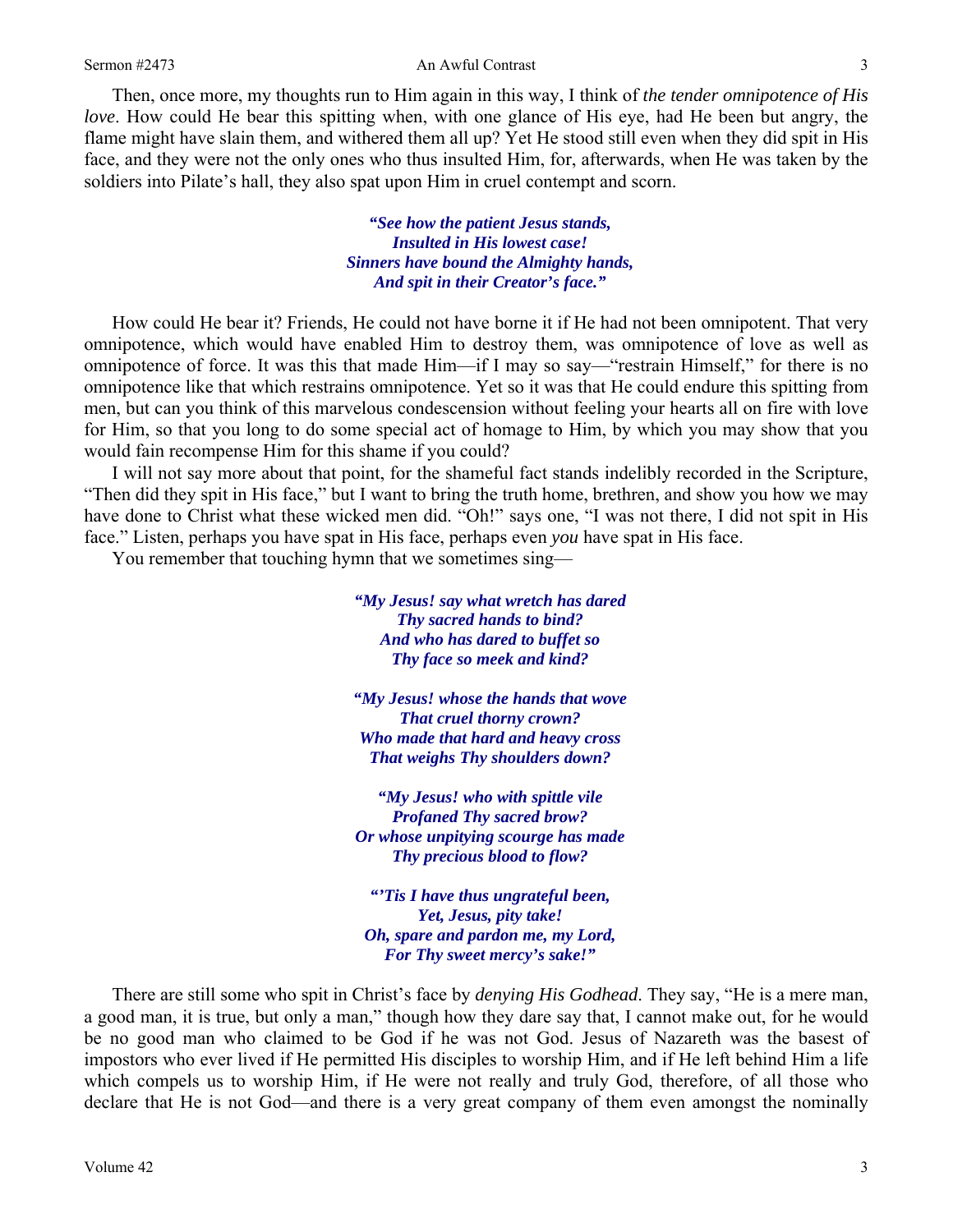Then, once more, my thoughts run to Him again in this way, I think of *the tender omnipotence of His love*. How could He bear this spitting when, with one glance of His eye, had He been but angry, the flame might have slain them, and withered them all up? Yet He stood still even when they did spit in His face, and they were not the only ones who thus insulted Him, for, afterwards, when He was taken by the soldiers into Pilate's hall, they also spat upon Him in cruel contempt and scorn.

> ***"See how the patient Jesus stands,***
> ***Insulted in His lowest case!***
> ***Sinners have bound the Almighty hands,***
> ***And spit in their Creator's face."***

How could He bear it? Friends, He could not have borne it if He had not been omnipotent. That very omnipotence, which would have enabled Him to destroy them, was omnipotence of love as well as omnipotence of force. It was this that made Him—if I may so say—"restrain Himself," for there is no omnipotence like that which restrains omnipotence. Yet so it was that He could endure this spitting from men, but can you think of this marvelous condescension without feeling your hearts all on fire with love for Him, so that you long to do some special act of homage to Him, by which you may show that you would fain recompense Him for this shame if you could?

I will not say more about that point, for the shameful fact stands indelibly recorded in the Scripture, "Then did they spit in His face," but I want to bring the truth home, brethren, and show you how we may have done to Christ what these wicked men did. "Oh!" says one, "I was not there, I did not spit in His face." Listen, perhaps you have spat in His face, perhaps even *you* have spat in His face.

You remember that touching hymn that we sometimes sing—

> ***"My Jesus! say what wretch has dared***
> ***Thy sacred hands to bind?***
> ***And who has dared to buffet so***
> ***Thy face so meek and kind?***
>
> ***"My Jesus! whose the hands that wove***
> ***That cruel thorny crown?***
> ***Who made that hard and heavy cross***
> ***That weighs Thy shoulders down?***
>
> ***"My Jesus! who with spittle vile***
> ***Profaned Thy sacred brow?***
> ***Or whose unpitying scourge has made***
> ***Thy precious blood to flow?***
>
> ***"'Tis I have thus ungrateful been,***
> ***Yet, Jesus, pity take!***
> ***Oh, spare and pardon me, my Lord,***
> ***For Thy sweet mercy's sake!"***

There are still some who spit in Christ's face by *denying His Godhead*. They say, "He is a mere man, a good man, it is true, but only a man," though how they dare say that, I cannot make out, for he would be no good man who claimed to be God if he was not God. Jesus of Nazareth was the basest of impostors who ever lived if He permitted His disciples to worship Him, and if He left behind Him a life which compels us to worship Him, if He were not really and truly God, therefore, of all those who declare that He is not God—and there is a very great company of them even amongst the nominally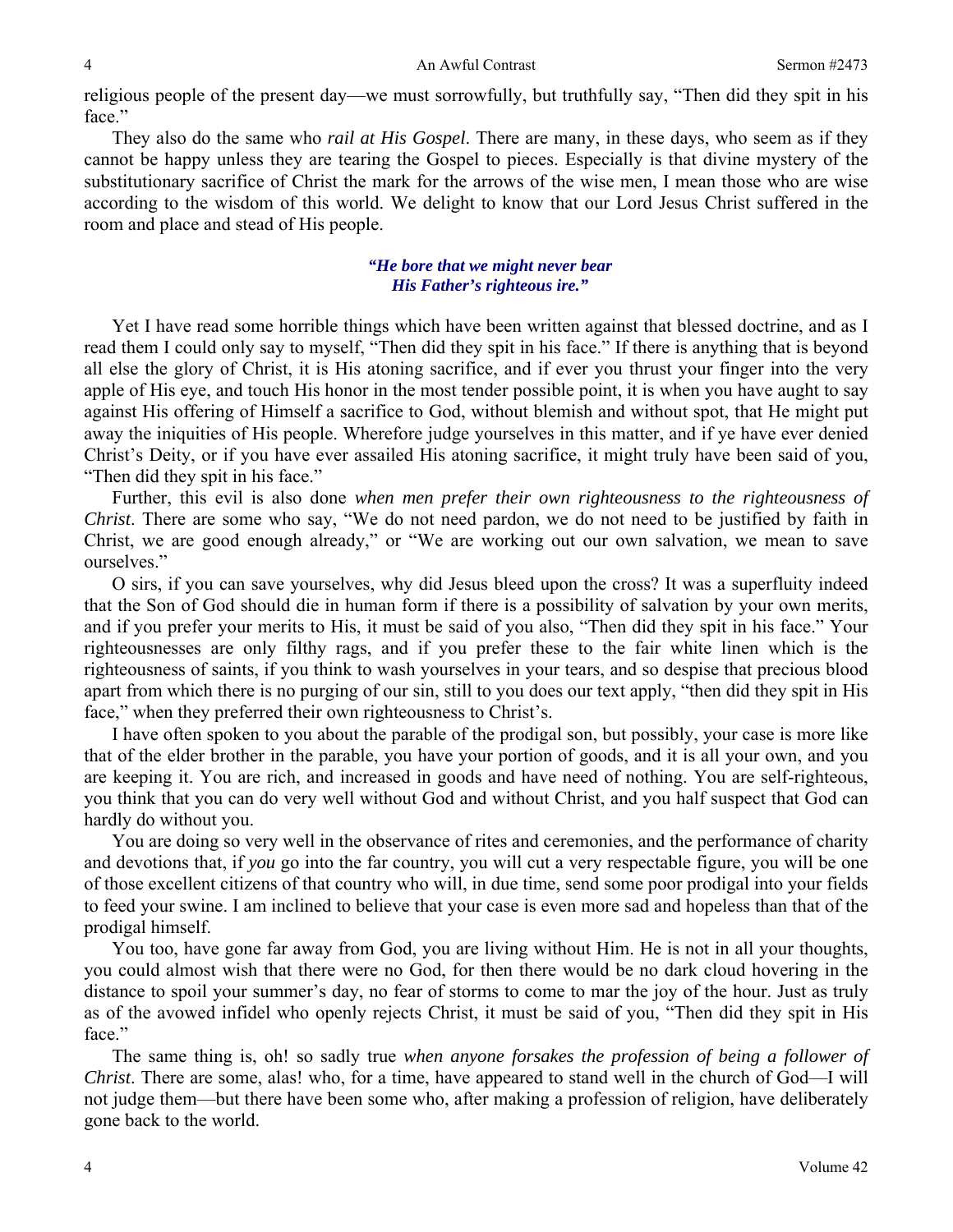religious people of the present day—we must sorrowfully, but truthfully say, "Then did they spit in his face."

They also do the same who *rail at His Gospel*. There are many, in these days, who seem as if they cannot be happy unless they are tearing the Gospel to pieces. Especially is that divine mystery of the substitutionary sacrifice of Christ the mark for the arrows of the wise men, I mean those who are wise according to the wisdom of this world. We delight to know that our Lord Jesus Christ suffered in the room and place and stead of His people.

> ***"He bore that we might never bear***
> ***His Father's righteous ire."***

Yet I have read some horrible things which have been written against that blessed doctrine, and as I read them I could only say to myself, "Then did they spit in his face." If there is anything that is beyond all else the glory of Christ, it is His atoning sacrifice, and if ever you thrust your finger into the very apple of His eye, and touch His honor in the most tender possible point, it is when you have aught to say against His offering of Himself a sacrifice to God, without blemish and without spot, that He might put away the iniquities of His people. Wherefore judge yourselves in this matter, and if ye have ever denied Christ's Deity, or if you have ever assailed His atoning sacrifice, it might truly have been said of you, "Then did they spit in his face."

Further, this evil is also done *when men prefer their own righteousness to the righteousness of Christ*. There are some who say, "We do not need pardon, we do not need to be justified by faith in Christ, we are good enough already," or "We are working out our own salvation, we mean to save ourselves."

O sirs, if you can save yourselves, why did Jesus bleed upon the cross? It was a superfluity indeed that the Son of God should die in human form if there is a possibility of salvation by your own merits, and if you prefer your merits to His, it must be said of you also, "Then did they spit in his face." Your righteousnesses are only filthy rags, and if you prefer these to the fair white linen which is the righteousness of saints, if you think to wash yourselves in your tears, and so despise that precious blood apart from which there is no purging of our sin, still to you does our text apply, "then did they spit in His face," when they preferred their own righteousness to Christ's.

I have often spoken to you about the parable of the prodigal son, but possibly, your case is more like that of the elder brother in the parable, you have your portion of goods, and it is all your own, and you are keeping it. You are rich, and increased in goods and have need of nothing. You are self-righteous, you think that you can do very well without God and without Christ, and you half suspect that God can hardly do without you.

You are doing so very well in the observance of rites and ceremonies, and the performance of charity and devotions that, if *you* go into the far country, you will cut a very respectable figure, you will be one of those excellent citizens of that country who will, in due time, send some poor prodigal into your fields to feed your swine. I am inclined to believe that your case is even more sad and hopeless than that of the prodigal himself.

You too, have gone far away from God, you are living without Him. He is not in all your thoughts, you could almost wish that there were no God, for then there would be no dark cloud hovering in the distance to spoil your summer's day, no fear of storms to come to mar the joy of the hour. Just as truly as of the avowed infidel who openly rejects Christ, it must be said of you, "Then did they spit in His face."

The same thing is, oh! so sadly true *when anyone forsakes the profession of being a follower of Christ*. There are some, alas! who, for a time, have appeared to stand well in the church of God—I will not judge them—but there have been some who, after making a profession of religion, have deliberately gone back to the world.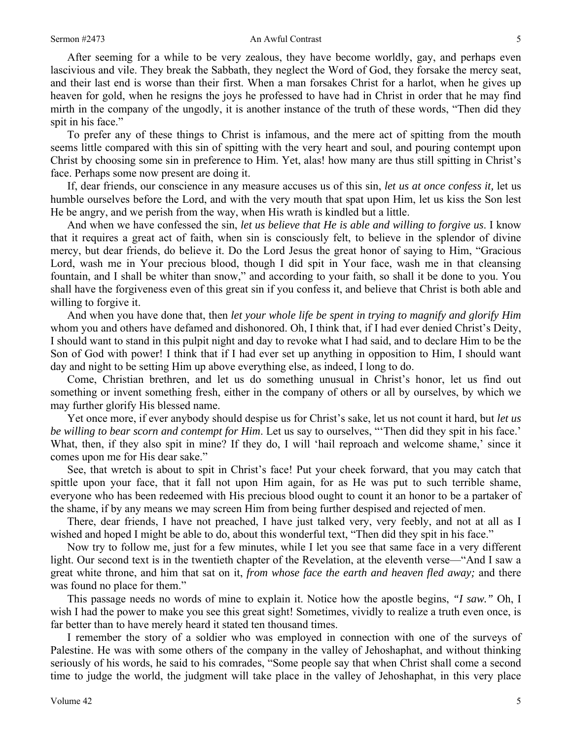After seeming for a while to be very zealous, they have become worldly, gay, and perhaps even lascivious and vile. They break the Sabbath, they neglect the Word of God, they forsake the mercy seat, and their last end is worse than their first. When a man forsakes Christ for a harlot, when he gives up heaven for gold, when he resigns the joys he professed to have had in Christ in order that he may find mirth in the company of the ungodly, it is another instance of the truth of these words, "Then did they spit in his face."

To prefer any of these things to Christ is infamous, and the mere act of spitting from the mouth seems little compared with this sin of spitting with the very heart and soul, and pouring contempt upon Christ by choosing some sin in preference to Him. Yet, alas! how many are thus still spitting in Christ's face. Perhaps some now present are doing it.

If, dear friends, our conscience in any measure accuses us of this sin, *let us at once confess it,* let us humble ourselves before the Lord, and with the very mouth that spat upon Him, let us kiss the Son lest He be angry, and we perish from the way, when His wrath is kindled but a little.

And when we have confessed the sin, *let us believe that He is able and willing to forgive us*. I know that it requires a great act of faith, when sin is consciously felt, to believe in the splendor of divine mercy, but dear friends, do believe it. Do the Lord Jesus the great honor of saying to Him, "Gracious Lord, wash me in Your precious blood, though I did spit in Your face, wash me in that cleansing fountain, and I shall be whiter than snow," and according to your faith, so shall it be done to you. You shall have the forgiveness even of this great sin if you confess it, and believe that Christ is both able and willing to forgive it.

And when you have done that, then *let your whole life be spent in trying to magnify and glorify Him* whom you and others have defamed and dishonored. Oh, I think that, if I had ever denied Christ's Deity, I should want to stand in this pulpit night and day to revoke what I had said, and to declare Him to be the Son of God with power! I think that if I had ever set up anything in opposition to Him, I should want day and night to be setting Him up above everything else, as indeed, I long to do.

Come, Christian brethren, and let us do something unusual in Christ's honor, let us find out something or invent something fresh, either in the company of others or all by ourselves, by which we may further glorify His blessed name.

Yet once more, if ever anybody should despise us for Christ's sake, let us not count it hard, but *let us be willing to bear scorn and contempt for Him*. Let us say to ourselves, "'Then did they spit in his face.' What, then, if they also spit in mine? If they do, I will 'hail reproach and welcome shame,' since it comes upon me for His dear sake."

See, that wretch is about to spit in Christ's face! Put your cheek forward, that you may catch that spittle upon your face, that it fall not upon Him again, for as He was put to such terrible shame, everyone who has been redeemed with His precious blood ought to count it an honor to be a partaker of the shame, if by any means we may screen Him from being further despised and rejected of men.

There, dear friends, I have not preached, I have just talked very, very feebly, and not at all as I wished and hoped I might be able to do, about this wonderful text, "Then did they spit in his face."

Now try to follow me, just for a few minutes, while I let you see that same face in a very different light. Our second text is in the twentieth chapter of the Revelation, at the eleventh verse—"And I saw a great white throne, and him that sat on it, *from whose face the earth and heaven fled away;* and there was found no place for them."

This passage needs no words of mine to explain it. Notice how the apostle begins, *"I saw."* Oh, I wish I had the power to make you see this great sight! Sometimes, vividly to realize a truth even once, is far better than to have merely heard it stated ten thousand times.

I remember the story of a soldier who was employed in connection with one of the surveys of Palestine. He was with some others of the company in the valley of Jehoshaphat, and without thinking seriously of his words, he said to his comrades, "Some people say that when Christ shall come a second time to judge the world, the judgment will take place in the valley of Jehoshaphat, in this very place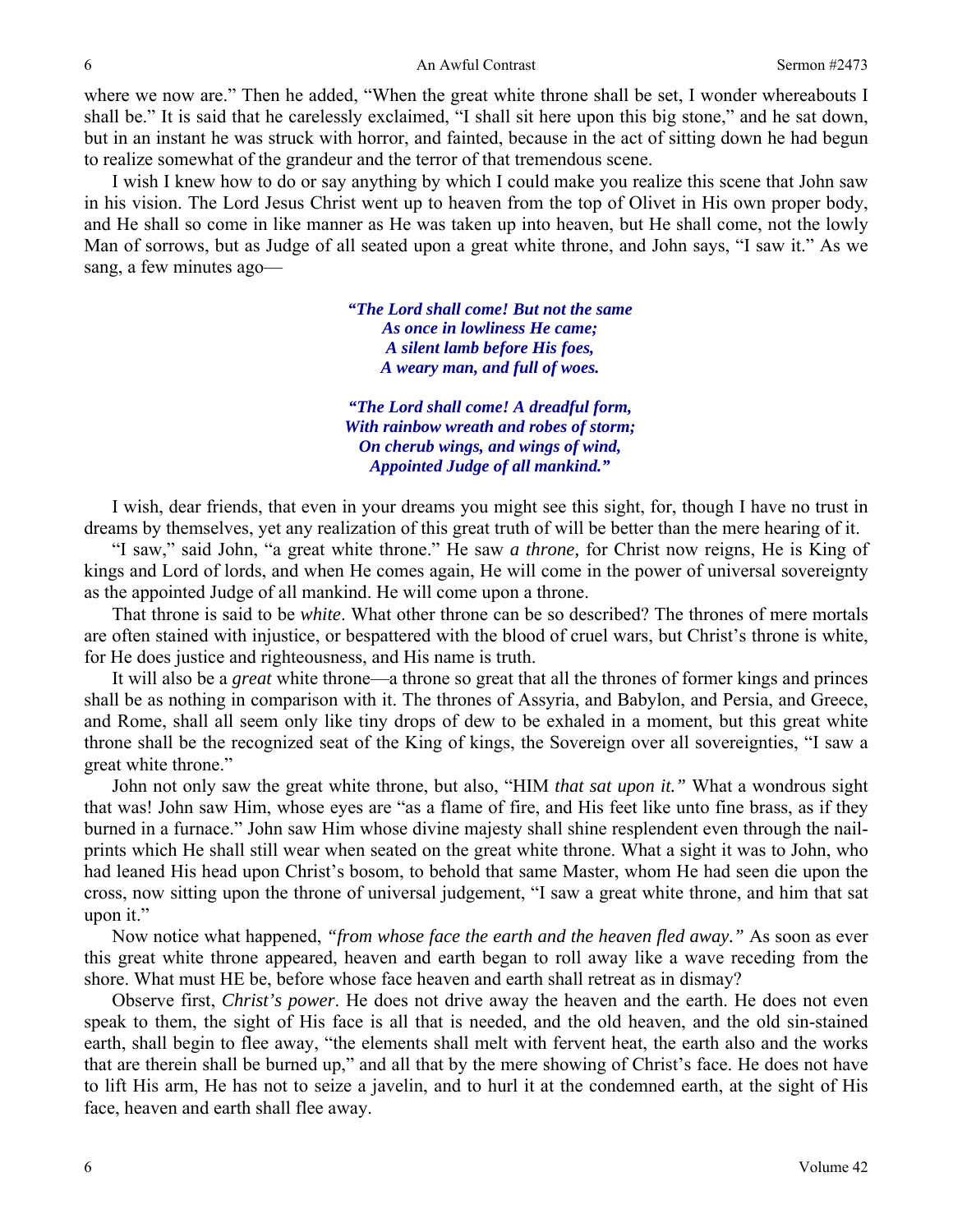where we now are." Then he added, "When the great white throne shall be set, I wonder whereabouts I shall be." It is said that he carelessly exclaimed, "I shall sit here upon this big stone," and he sat down, but in an instant he was struck with horror, and fainted, because in the act of sitting down he had begun to realize somewhat of the grandeur and the terror of that tremendous scene.

I wish I knew how to do or say anything by which I could make you realize this scene that John saw in his vision. The Lord Jesus Christ went up to heaven from the top of Olivet in His own proper body, and He shall so come in like manner as He was taken up into heaven, but He shall come, not the lowly Man of sorrows, but as Judge of all seated upon a great white throne, and John says, "I saw it." As we sang, a few minutes ago—

> ***"The Lord shall come! But not the same***
> ***As once in lowliness He came;***
> ***A silent lamb before His foes,***
> ***A weary man, and full of woes.***
>
> ***"The Lord shall come! A dreadful form,***
> ***With rainbow wreath and robes of storm;***
> ***On cherub wings, and wings of wind,***
> ***Appointed Judge of all mankind."***

I wish, dear friends, that even in your dreams you might see this sight, for, though I have no trust in dreams by themselves, yet any realization of this great truth of will be better than the mere hearing of it.

"I saw," said John, "a great white throne." He saw *a throne,* for Christ now reigns, He is King of kings and Lord of lords, and when He comes again, He will come in the power of universal sovereignty as the appointed Judge of all mankind. He will come upon a throne.

That throne is said to be *white*. What other throne can be so described? The thrones of mere mortals are often stained with injustice, or bespattered with the blood of cruel wars, but Christ's throne is white, for He does justice and righteousness, and His name is truth.

It will also be a *great* white throne—a throne so great that all the thrones of former kings and princes shall be as nothing in comparison with it. The thrones of Assyria, and Babylon, and Persia, and Greece, and Rome, shall all seem only like tiny drops of dew to be exhaled in a moment, but this great white throne shall be the recognized seat of the King of kings, the Sovereign over all sovereignties, "I saw a great white throne."

John not only saw the great white throne, but also, "HIM *that sat upon it."* What a wondrous sight that was! John saw Him, whose eyes are "as a flame of fire, and His feet like unto fine brass, as if they burned in a furnace." John saw Him whose divine majesty shall shine resplendent even through the nail-prints which He shall still wear when seated on the great white throne. What a sight it was to John, who had leaned His head upon Christ's bosom, to behold that same Master, whom He had seen die upon the cross, now sitting upon the throne of universal judgement, "I saw a great white throne, and him that sat upon it."

Now notice what happened, *"from whose face the earth and the heaven fled away."* As soon as ever this great white throne appeared, heaven and earth began to roll away like a wave receding from the shore. What must HE be, before whose face heaven and earth shall retreat as in dismay?

Observe first, *Christ's power*. He does not drive away the heaven and the earth. He does not even speak to them, the sight of His face is all that is needed, and the old heaven, and the old sin-stained earth, shall begin to flee away, "the elements shall melt with fervent heat, the earth also and the works that are therein shall be burned up," and all that by the mere showing of Christ's face. He does not have to lift His arm, He has not to seize a javelin, and to hurl it at the condemned earth, at the sight of His face, heaven and earth shall flee away.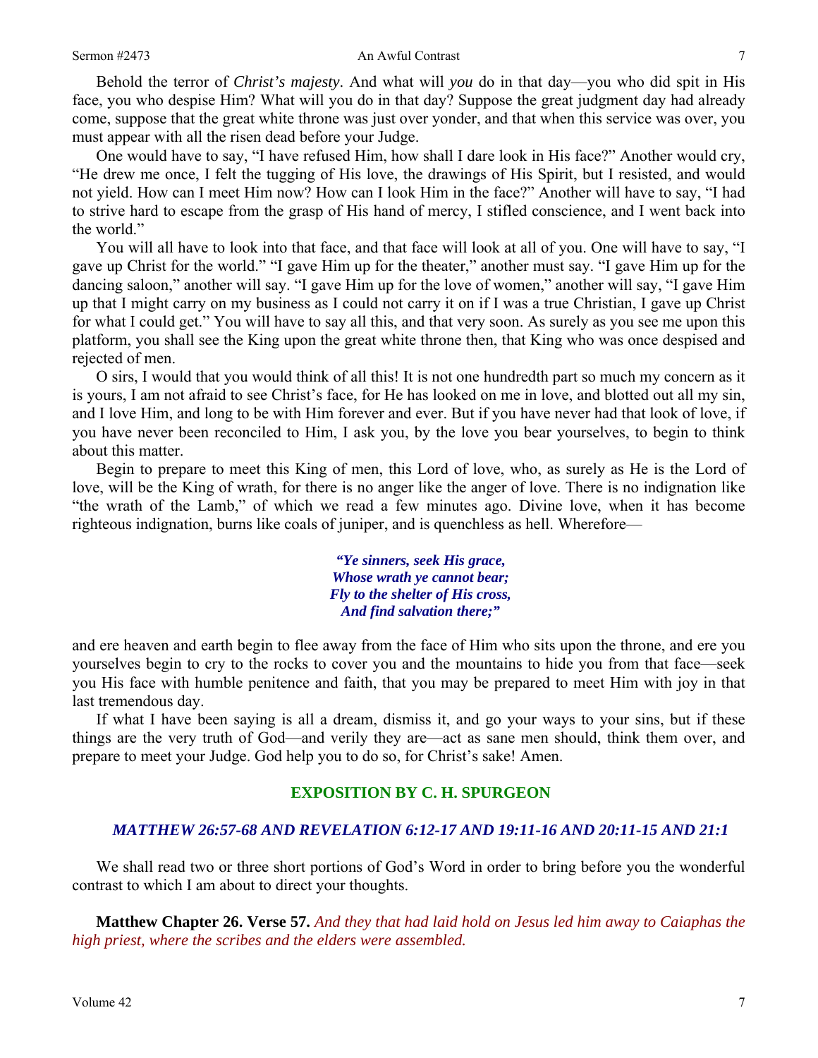Behold the terror of *Christ's majesty*. And what will *you* do in that day—you who did spit in His face, you who despise Him? What will you do in that day? Suppose the great judgment day had already come, suppose that the great white throne was just over yonder, and that when this service was over, you must appear with all the risen dead before your Judge.

One would have to say, "I have refused Him, how shall I dare look in His face?" Another would cry, "He drew me once, I felt the tugging of His love, the drawings of His Spirit, but I resisted, and would not yield. How can I meet Him now? How can I look Him in the face?" Another will have to say, "I had to strive hard to escape from the grasp of His hand of mercy, I stifled conscience, and I went back into the world."

You will all have to look into that face, and that face will look at all of you. One will have to say, "I gave up Christ for the world." "I gave Him up for the theater," another must say. "I gave Him up for the dancing saloon," another will say. "I gave Him up for the love of women," another will say, "I gave Him up that I might carry on my business as I could not carry it on if I was a true Christian, I gave up Christ for what I could get." You will have to say all this, and that very soon. As surely as you see me upon this platform, you shall see the King upon the great white throne then, that King who was once despised and rejected of men.

O sirs, I would that you would think of all this! It is not one hundredth part so much my concern as it is yours, I am not afraid to see Christ's face, for He has looked on me in love, and blotted out all my sin, and I love Him, and long to be with Him forever and ever. But if you have never had that look of love, if you have never been reconciled to Him, I ask you, by the love you bear yourselves, to begin to think about this matter.

Begin to prepare to meet this King of men, this Lord of love, who, as surely as He is the Lord of love, will be the King of wrath, for there is no anger like the anger of love. There is no indignation like "the wrath of the Lamb," of which we read a few minutes ago. Divine love, when it has become righteous indignation, burns like coals of juniper, and is quenchless as hell. Wherefore—

> ***"Ye sinners, seek His grace,***
> ***Whose wrath ye cannot bear;***
> ***Fly to the shelter of His cross,***
> ***And find salvation there;"***

and ere heaven and earth begin to flee away from the face of Him who sits upon the throne, and ere you yourselves begin to cry to the rocks to cover you and the mountains to hide you from that face—seek you His face with humble penitence and faith, that you may be prepared to meet Him with joy in that last tremendous day.

If what I have been saying is all a dream, dismiss it, and go your ways to your sins, but if these things are the very truth of God—and verily they are—act as sane men should, think them over, and prepare to meet your Judge. God help you to do so, for Christ's sake! Amen.

## EXPOSITION BY C. H. SPURGEON

### *MATTHEW 26:57-68 AND REVELATION 6:12-17 AND 19:11-16 AND 20:11-15 AND 21:1*

We shall read two or three short portions of God's Word in order to bring before you the wonderful contrast to which I am about to direct your thoughts.

**Matthew Chapter 26. Verse 57.** *And they that had laid hold on Jesus led him away to Caiaphas the high priest, where the scribes and the elders were assembled.*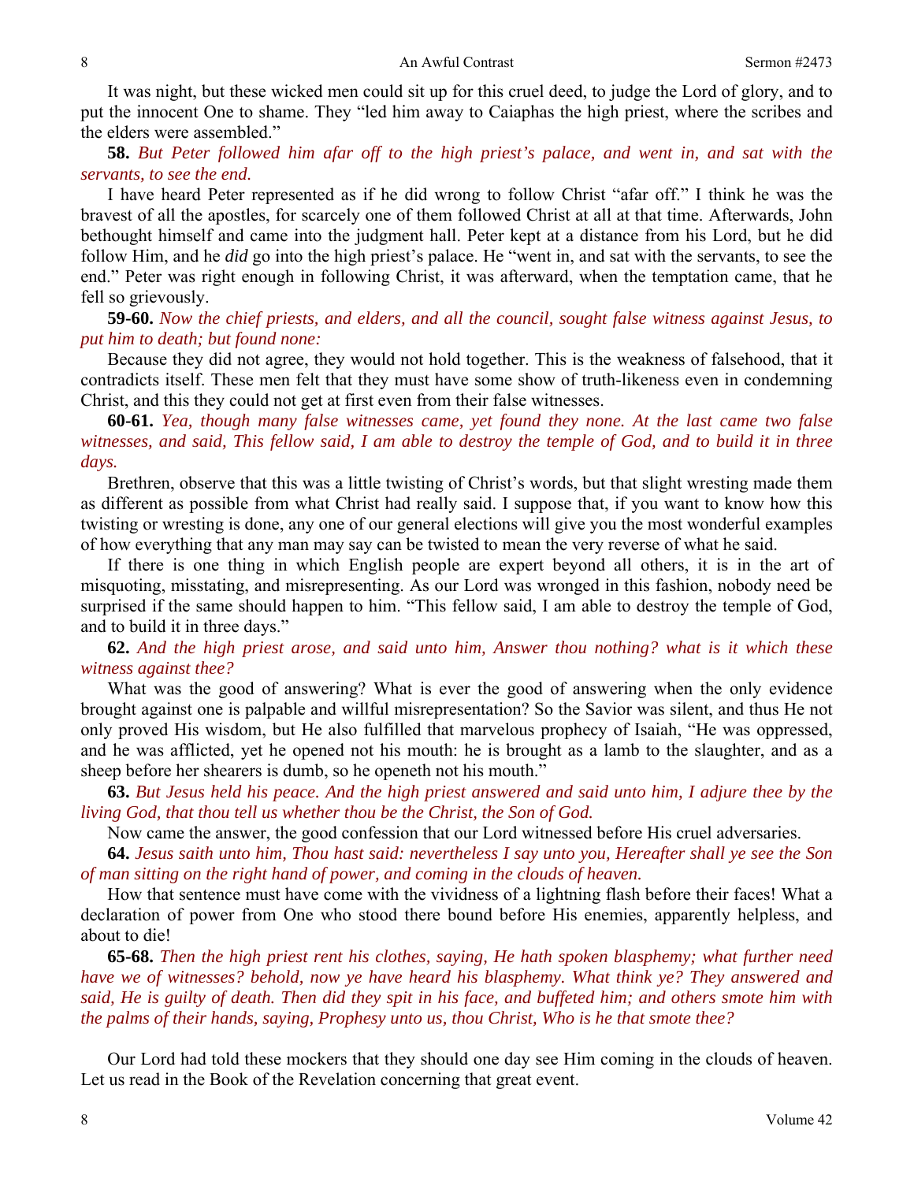It was night, but these wicked men could sit up for this cruel deed, to judge the Lord of glory, and to put the innocent One to shame. They "led him away to Caiaphas the high priest, where the scribes and the elders were assembled."

**58.** *But Peter followed him afar off to the high priest's palace, and went in, and sat with the servants, to see the end.*

I have heard Peter represented as if he did wrong to follow Christ "afar off." I think he was the bravest of all the apostles, for scarcely one of them followed Christ at all at that time. Afterwards, John bethought himself and came into the judgment hall. Peter kept at a distance from his Lord, but he did follow Him, and he *did* go into the high priest's palace. He "went in, and sat with the servants, to see the end." Peter was right enough in following Christ, it was afterward, when the temptation came, that he fell so grievously.

**59-60.** *Now the chief priests, and elders, and all the council, sought false witness against Jesus, to put him to death; but found none:*

Because they did not agree, they would not hold together. This is the weakness of falsehood, that it contradicts itself. These men felt that they must have some show of truth-likeness even in condemning Christ, and this they could not get at first even from their false witnesses.

**60-61.** *Yea, though many false witnesses came, yet found they none. At the last came two false witnesses, and said, This fellow said, I am able to destroy the temple of God, and to build it in three days.*

Brethren, observe that this was a little twisting of Christ's words, but that slight wresting made them as different as possible from what Christ had really said. I suppose that, if you want to know how this twisting or wresting is done, any one of our general elections will give you the most wonderful examples of how everything that any man may say can be twisted to mean the very reverse of what he said.

If there is one thing in which English people are expert beyond all others, it is in the art of misquoting, misstating, and misrepresenting. As our Lord was wronged in this fashion, nobody need be surprised if the same should happen to him. "This fellow said, I am able to destroy the temple of God, and to build it in three days."

**62.** *And the high priest arose, and said unto him, Answer thou nothing? what is it which these witness against thee?*

What was the good of answering? What is ever the good of answering when the only evidence brought against one is palpable and willful misrepresentation? So the Savior was silent, and thus He not only proved His wisdom, but He also fulfilled that marvelous prophecy of Isaiah, "He was oppressed, and he was afflicted, yet he opened not his mouth: he is brought as a lamb to the slaughter, and as a sheep before her shearers is dumb, so he openeth not his mouth."

**63.** *But Jesus held his peace. And the high priest answered and said unto him, I adjure thee by the living God, that thou tell us whether thou be the Christ, the Son of God.*

Now came the answer, the good confession that our Lord witnessed before His cruel adversaries.

**64.** *Jesus saith unto him, Thou hast said: nevertheless I say unto you, Hereafter shall ye see the Son of man sitting on the right hand of power, and coming in the clouds of heaven.*

How that sentence must have come with the vividness of a lightning flash before their faces! What a declaration of power from One who stood there bound before His enemies, apparently helpless, and about to die!

**65-68.** *Then the high priest rent his clothes, saying, He hath spoken blasphemy; what further need have we of witnesses? behold, now ye have heard his blasphemy. What think ye? They answered and said, He is guilty of death. Then did they spit in his face, and buffeted him; and others smote him with the palms of their hands, saying, Prophesy unto us, thou Christ, Who is he that smote thee?*

Our Lord had told these mockers that they should one day see Him coming in the clouds of heaven. Let us read in the Book of the Revelation concerning that great event.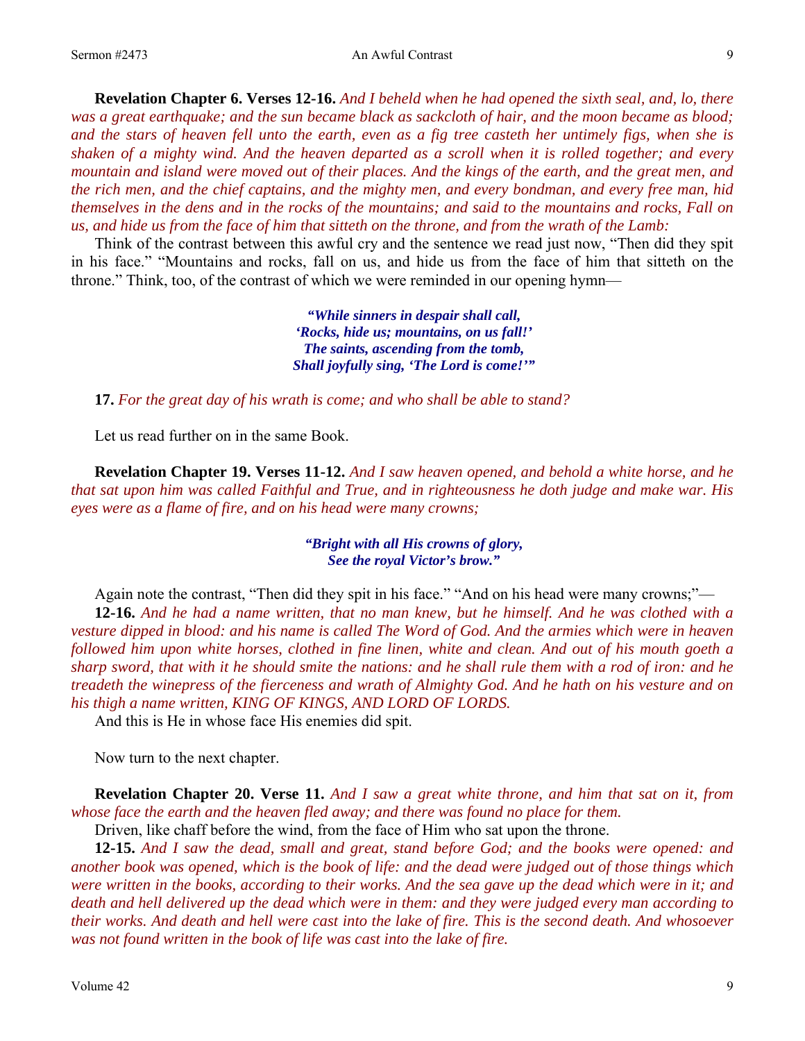**Revelation Chapter 6. Verses 12-16.** *And I beheld when he had opened the sixth seal, and, lo, there was a great earthquake; and the sun became black as sackcloth of hair, and the moon became as blood; and the stars of heaven fell unto the earth, even as a fig tree casteth her untimely figs, when she is shaken of a mighty wind. And the heaven departed as a scroll when it is rolled together; and every mountain and island were moved out of their places. And the kings of the earth, and the great men, and the rich men, and the chief captains, and the mighty men, and every bondman, and every free man, hid themselves in the dens and in the rocks of the mountains; and said to the mountains and rocks, Fall on us, and hide us from the face of him that sitteth on the throne, and from the wrath of the Lamb:*

Think of the contrast between this awful cry and the sentence we read just now, "Then did they spit in his face." "Mountains and rocks, fall on us, and hide us from the face of him that sitteth on the throne." Think, too, of the contrast of which we were reminded in our opening hymn—

> ***"While sinners in despair shall call,***
> ***'Rocks, hide us; mountains, on us fall!'***
> ***The saints, ascending from the tomb,***
> ***Shall joyfully sing, 'The Lord is come!'"***

**17.** *For the great day of his wrath is come; and who shall be able to stand?*

Let us read further on in the same Book.

**Revelation Chapter 19. Verses 11-12.** *And I saw heaven opened, and behold a white horse, and he that sat upon him was called Faithful and True, and in righteousness he doth judge and make war. His eyes were as a flame of fire, and on his head were many crowns;*

> ***"Bright with all His crowns of glory,***
> ***See the royal Victor's brow."***

Again note the contrast, "Then did they spit in his face." "And on his head were many crowns;"—

**12-16.** *And he had a name written, that no man knew, but he himself. And he was clothed with a vesture dipped in blood: and his name is called The Word of God. And the armies which were in heaven followed him upon white horses, clothed in fine linen, white and clean. And out of his mouth goeth a sharp sword, that with it he should smite the nations: and he shall rule them with a rod of iron: and he treadeth the winepress of the fierceness and wrath of Almighty God. And he hath on his vesture and on his thigh a name written, KING OF KINGS, AND LORD OF LORDS.*

And this is He in whose face His enemies did spit.

Now turn to the next chapter.

**Revelation Chapter 20. Verse 11.** *And I saw a great white throne, and him that sat on it, from whose face the earth and the heaven fled away; and there was found no place for them.*

Driven, like chaff before the wind, from the face of Him who sat upon the throne.

**12-15.** *And I saw the dead, small and great, stand before God; and the books were opened: and another book was opened, which is the book of life: and the dead were judged out of those things which were written in the books, according to their works. And the sea gave up the dead which were in it; and death and hell delivered up the dead which were in them: and they were judged every man according to their works. And death and hell were cast into the lake of fire. This is the second death. And whosoever was not found written in the book of life was cast into the lake of fire.*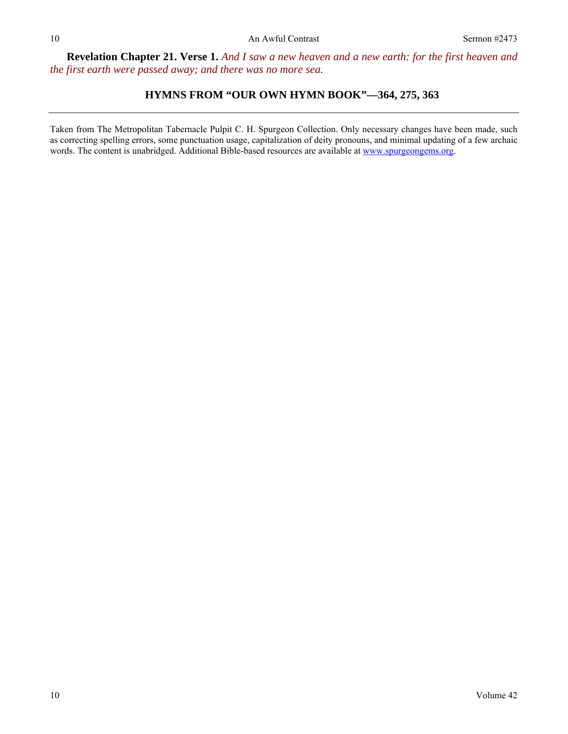**Revelation Chapter 21. Verse 1.** *And I saw a new heaven and a new earth: for the first heaven and the first earth were passed away; and there was no more sea.*

## HYMNS FROM "OUR OWN HYMN BOOK"—364, 275, 363

---

Taken from The Metropolitan Tabernacle Pulpit C. H. Spurgeon Collection. Only necessary changes have been made, such as correcting spelling errors, some punctuation usage, capitalization of deity pronouns, and minimal updating of a few archaic words. The content is unabridged. Additional Bible-based resources are available at www.spurgeongems.org.